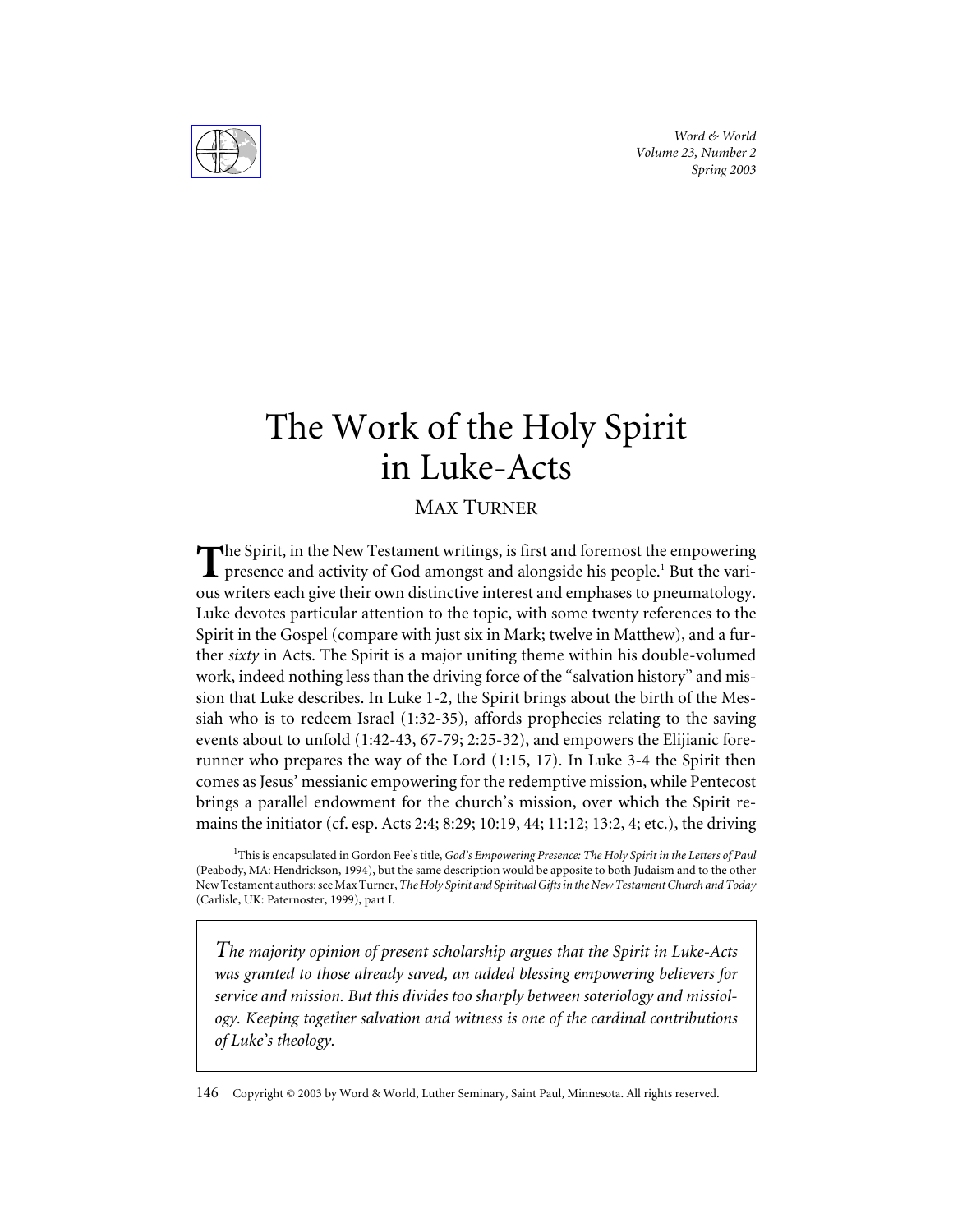# The Work of the Holy Spirit in Luke-Acts

MAX TURNER

The Spirit, in the New Testament writings, is first and foremost the empowering presence and activity of God amongst and alongside his people.[1] But the various writers each give their own distinctive interest and emphases to pneumatology. Luke devotes particular attention to the topic, with some twenty references to the Spirit in the Gospel (compare with just six in Mark; twelve in Matthew), and a further *sixty* in Acts. The Spirit is a major uniting theme within his double-volumed work, indeed nothing less than the driving force of the "salvation history" and mission that Luke describes. In Luke 1-2, the Spirit brings about the birth of the Messiah who is to redeem Israel (1:32-35), affords prophecies relating to the saving events about to unfold (1:42-43, 67-79; 2:25-32), and empowers the Elijianic forerunner who prepares the way of the Lord (1:15, 17). In Luke 3-4 the Spirit then comes as Jesus' messianic empowering for the redemptive mission, while Pentecost brings a parallel endowment for the church's mission, over which the Spirit remains the initiator (cf. esp. Acts 2:4; 8:29; 10:19, 44; 11:12; 13:2, 4; etc.), the driving

[1] This is encapsulated in Gordon Fee's title, *God's Empowering Presence: The Holy Spirit in the Letters of Paul* (Peabody, MA: Hendrickson, 1994), but the same description would be apposite to both Judaism and to the other New Testament authors: see Max Turner, *The Holy Spirit and Spiritual Gifts in the New Testament Church and Today* (Carlisle, UK: Paternoster, 1999), part I.

> *The majority opinion of present scholarship argues that the Spirit in Luke-Acts was granted to those already saved, an added blessing empowering believers for service and mission. But this divides too sharply between soteriology and missiology. Keeping together salvation and witness is one of the cardinal contributions of Luke's theology.*

Copyright © 2003 by Word & World, Luther Seminary, Saint Paul, Minnesota. All rights reserved.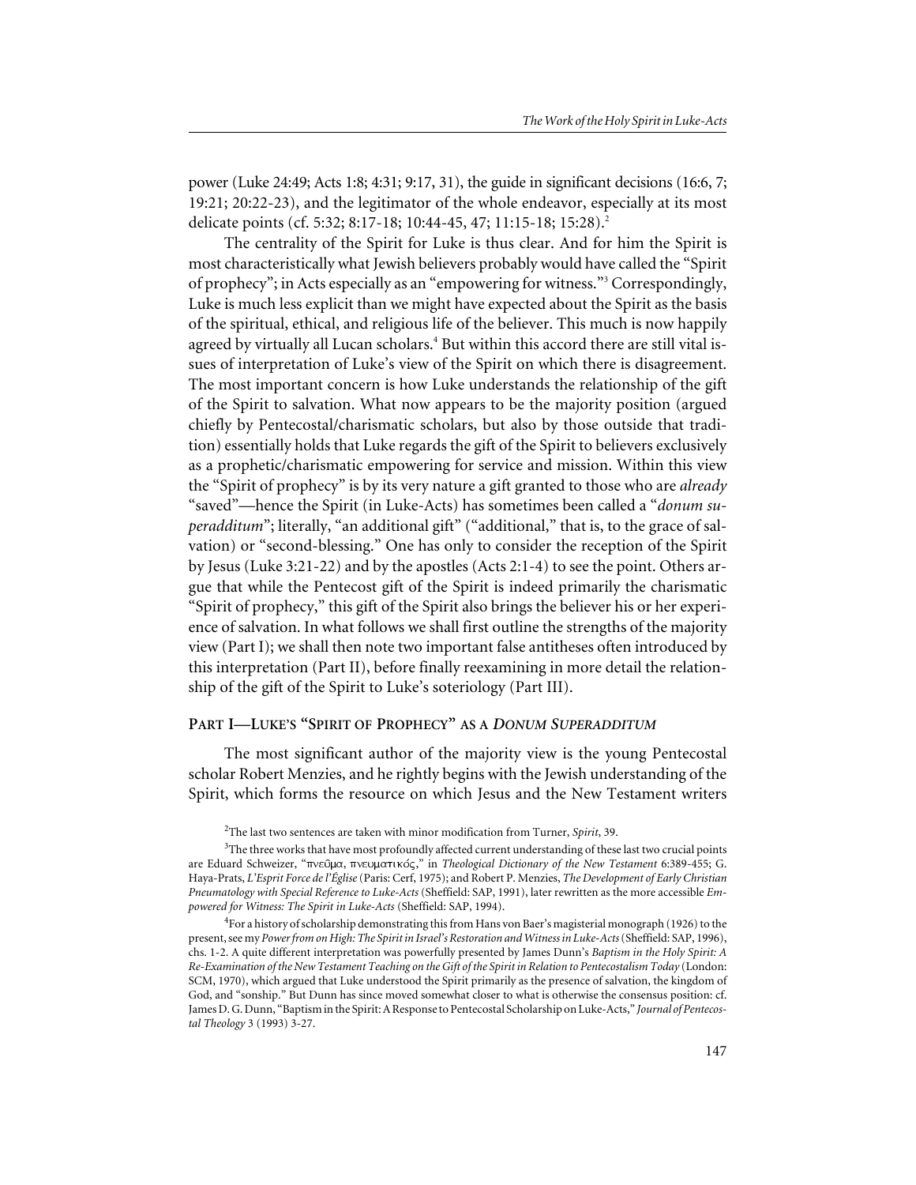power (Luke 24:49; Acts 1:8; 4:31; 9:17, 31), the guide in significant decisions (16:6, 7; 19:21; 20:22-23), and the legitimator of the whole endeavor, especially at its most delicate points (cf. 5:32; 8:17-18; 10:44-45, 47; 11:15-18; 15:28).[2]

The centrality of the Spirit for Luke is thus clear. And for him the Spirit is most characteristically what Jewish believers probably would have called the "Spirit of prophecy"; in Acts especially as an "empowering for witness."[3] Correspondingly, Luke is much less explicit than we might have expected about the Spirit as the basis of the spiritual, ethical, and religious life of the believer. This much is now happily agreed by virtually all Lucan scholars.[4] But within this accord there are still vital issues of interpretation of Luke's view of the Spirit on which there is disagreement. The most important concern is how Luke understands the relationship of the gift of the Spirit to salvation. What now appears to be the majority position (argued chiefly by Pentecostal/charismatic scholars, but also by those outside that tradition) essentially holds that Luke regards the gift of the Spirit to believers exclusively as a prophetic/charismatic empowering for service and mission. Within this view the "Spirit of prophecy" is by its very nature a gift granted to those who are *already* "saved"—hence the Spirit (in Luke-Acts) has sometimes been called a "*donum superadditum*"; literally, "an additional gift" ("additional," that is, to the grace of salvation) or "second-blessing." One has only to consider the reception of the Spirit by Jesus (Luke 3:21-22) and by the apostles (Acts 2:1-4) to see the point. Others argue that while the Pentecost gift of the Spirit is indeed primarily the charismatic "Spirit of prophecy," this gift of the Spirit also brings the believer his or her experience of salvation. In what follows we shall first outline the strengths of the majority view (Part I); we shall then note two important false antitheses often introduced by this interpretation (Part II), before finally reexamining in more detail the relationship of the gift of the Spirit to Luke's soteriology (Part III).

## Part I—Luke's "Spirit of Prophecy" as a *Donum Superadditum*

The most significant author of the majority view is the young Pentecostal scholar Robert Menzies, and he rightly begins with the Jewish understanding of the Spirit, which forms the resource on which Jesus and the New Testament writers

---

[2] The last two sentences are taken with minor modification from Turner, *Spirit*, 39.

[3] The three works that have most profoundly affected current understanding of these last two crucial points are Eduard Schweizer, "πνεῦμα, πνευματικός," in *Theological Dictionary of the New Testament* 6:389-455; G. Haya-Prats, *L'Esprit Force de l'Église* (Paris: Cerf, 1975); and Robert P. Menzies, *The Development of Early Christian Pneumatology with Special Reference to Luke-Acts* (Sheffield: SAP, 1991), later rewritten as the more accessible *Empowered for Witness: The Spirit in Luke-Acts* (Sheffield: SAP, 1994).

[4] For a history of scholarship demonstrating this from Hans von Baer's magisterial monograph (1926) to the present, see my *Power from on High: The Spirit in Israel's Restoration and Witness in Luke-Acts* (Sheffield: SAP, 1996), chs. 1-2. A quite different interpretation was powerfully presented by James Dunn's *Baptism in the Holy Spirit: A Re-Examination of the New Testament Teaching on the Gift of the Spirit in Relation to Pentecostalism Today* (London: SCM, 1970), which argued that Luke understood the Spirit primarily as the presence of salvation, the kingdom of God, and "sonship." But Dunn has since moved somewhat closer to what is otherwise the consensus position: cf. James D. G. Dunn, "Baptism in the Spirit: A Response to Pentecostal Scholarship on Luke-Acts," *Journal of Pentecostal Theology* 3 (1993) 3-27.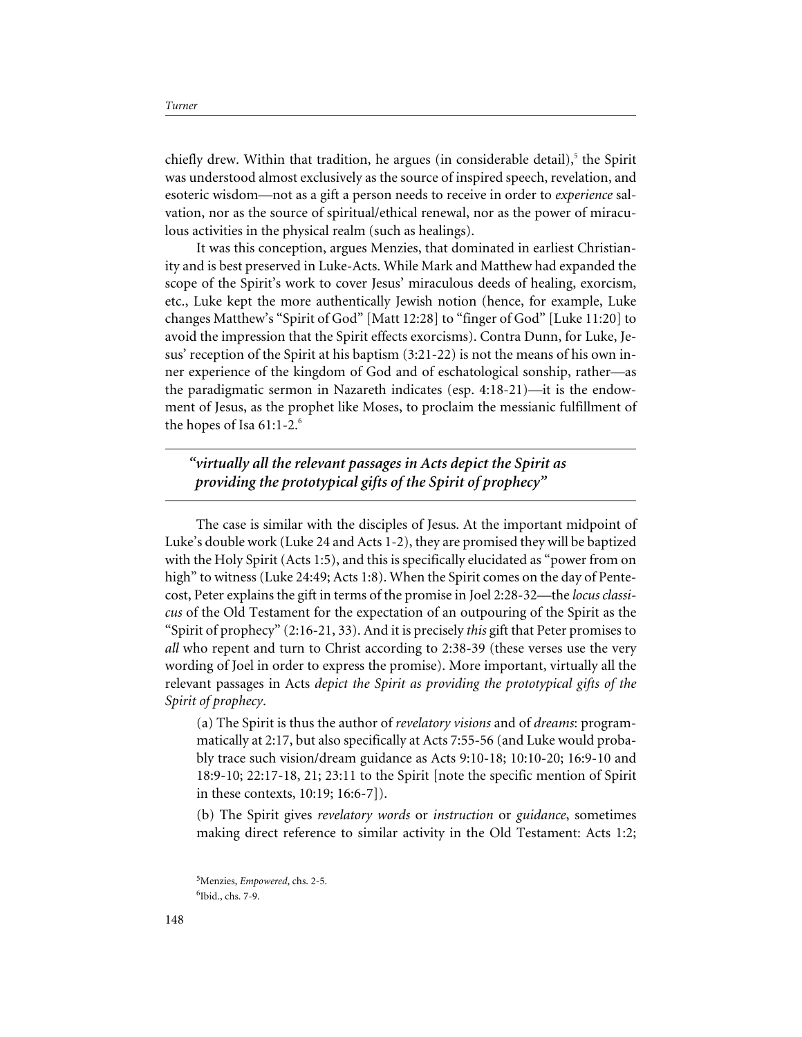chiefly drew. Within that tradition, he argues (in considerable detail),[5] the Spirit was understood almost exclusively as the source of inspired speech, revelation, and esoteric wisdom—not as a gift a person needs to receive in order to *experience* salvation, nor as the source of spiritual/ethical renewal, nor as the power of miraculous activities in the physical realm (such as healings).

It was this conception, argues Menzies, that dominated in earliest Christianity and is best preserved in Luke-Acts. While Mark and Matthew had expanded the scope of the Spirit's work to cover Jesus' miraculous deeds of healing, exorcism, etc., Luke kept the more authentically Jewish notion (hence, for example, Luke changes Matthew's "Spirit of God" [Matt 12:28] to "finger of God" [Luke 11:20] to avoid the impression that the Spirit effects exorcisms). Contra Dunn, for Luke, Jesus' reception of the Spirit at his baptism (3:21-22) is not the means of his own inner experience of the kingdom of God and of eschatological sonship, rather—as the paradigmatic sermon in Nazareth indicates (esp. 4:18-21)—it is the endowment of Jesus, as the prophet like Moses, to proclaim the messianic fulfillment of the hopes of Isa 61:1-2.[6]

> ***"virtually all the relevant passages in Acts depict the Spirit as providing the prototypical gifts of the Spirit of prophecy"***

The case is similar with the disciples of Jesus. At the important midpoint of Luke's double work (Luke 24 and Acts 1-2), they are promised they will be baptized with the Holy Spirit (Acts 1:5), and this is specifically elucidated as "power from on high" to witness (Luke 24:49; Acts 1:8). When the Spirit comes on the day of Pentecost, Peter explains the gift in terms of the promise in Joel 2:28-32—the *locus classicus* of the Old Testament for the expectation of an outpouring of the Spirit as the "Spirit of prophecy" (2:16-21, 33). And it is precisely *this* gift that Peter promises to *all* who repent and turn to Christ according to 2:38-39 (these verses use the very wording of Joel in order to express the promise). More important, virtually all the relevant passages in Acts *depict the Spirit as providing the prototypical gifts of the Spirit of prophecy*.

(a) The Spirit is thus the author of *revelatory visions* and of *dreams*: programmatically at 2:17, but also specifically at Acts 7:55-56 (and Luke would probably trace such vision/dream guidance as Acts 9:10-18; 10:10-20; 16:9-10 and 18:9-10; 22:17-18, 21; 23:11 to the Spirit [note the specific mention of Spirit in these contexts, 10:19; 16:6-7]).

(b) The Spirit gives *revelatory words* or *instruction* or *guidance*, sometimes making direct reference to similar activity in the Old Testament: Acts 1:2;

[5] Menzies, *Empowered*, chs. 2-5.

[6] Ibid., chs. 7-9.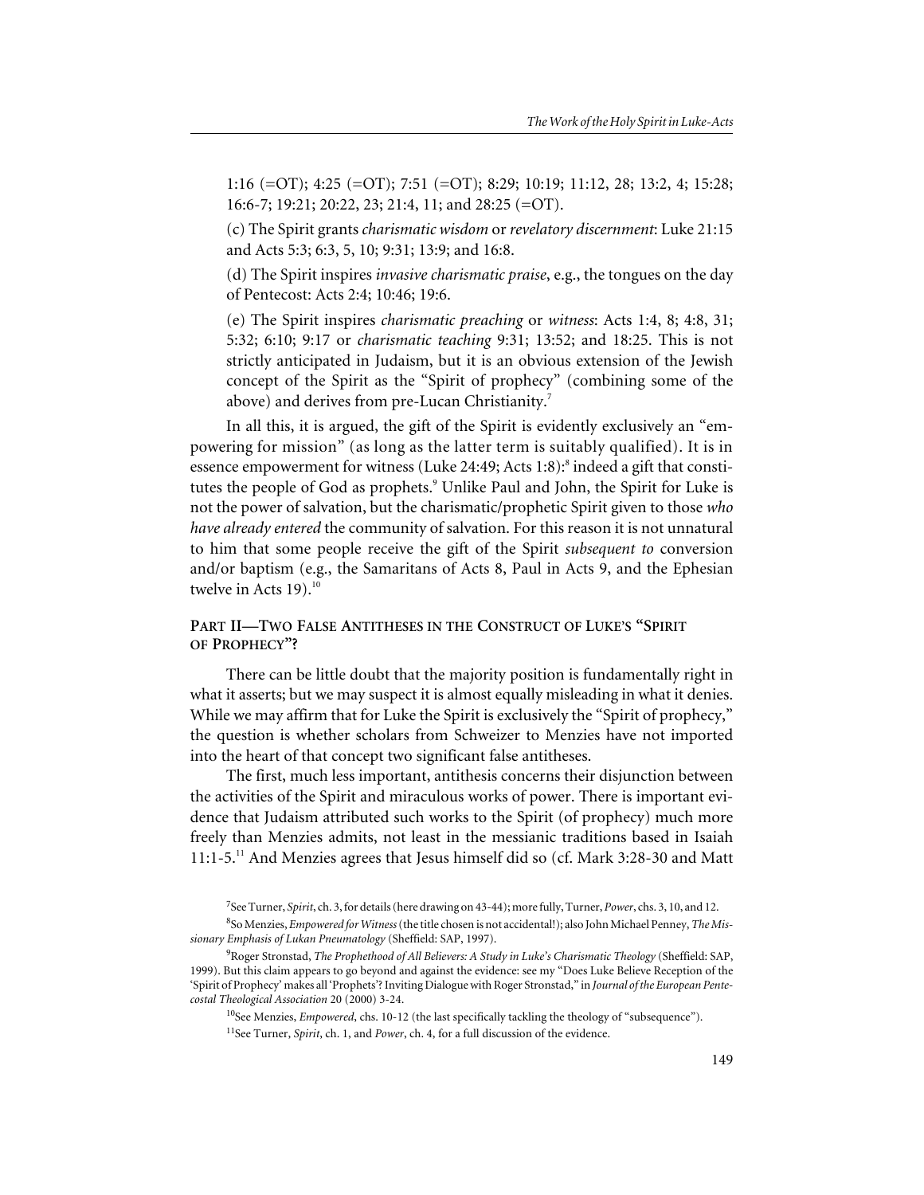1:16 (=OT); 4:25 (=OT); 7:51 (=OT); 8:29; 10:19; 11:12, 28; 13:2, 4; 15:28; 16:6-7; 19:21; 20:22, 23; 21:4, 11; and 28:25 (=OT).

(c) The Spirit grants *charismatic wisdom* or *revelatory discernment*: Luke 21:15 and Acts 5:3; 6:3, 5, 10; 9:31; 13:9; and 16:8.

(d) The Spirit inspires *invasive charismatic praise*, e.g., the tongues on the day of Pentecost: Acts 2:4; 10:46; 19:6.

(e) The Spirit inspires *charismatic preaching* or *witness*: Acts 1:4, 8; 4:8, 31; 5:32; 6:10; 9:17 or *charismatic teaching* 9:31; 13:52; and 18:25. This is not strictly anticipated in Judaism, but it is an obvious extension of the Jewish concept of the Spirit as the "Spirit of prophecy" (combining some of the above) and derives from pre-Lucan Christianity.[7]

In all this, it is argued, the gift of the Spirit is evidently exclusively an "empowering for mission" (as long as the latter term is suitably qualified). It is in essence empowerment for witness (Luke 24:49; Acts 1:8):[8] indeed a gift that constitutes the people of God as prophets.[9] Unlike Paul and John, the Spirit for Luke is not the power of salvation, but the charismatic/prophetic Spirit given to those *who have already entered* the community of salvation. For this reason it is not unnatural to him that some people receive the gift of the Spirit *subsequent to* conversion and/or baptism (e.g., the Samaritans of Acts 8, Paul in Acts 9, and the Ephesian twelve in Acts 19).[10]

## Part II—Two False Antitheses in the Construct of Luke's "Spirit of Prophecy"?

There can be little doubt that the majority position is fundamentally right in what it asserts; but we may suspect it is almost equally misleading in what it denies. While we may affirm that for Luke the Spirit is exclusively the "Spirit of prophecy," the question is whether scholars from Schweizer to Menzies have not imported into the heart of that concept two significant false antitheses.

The first, much less important, antithesis concerns their disjunction between the activities of the Spirit and miraculous works of power. There is important evidence that Judaism attributed such works to the Spirit (of prophecy) much more freely than Menzies admits, not least in the messianic traditions based in Isaiah 11:1-5.[11] And Menzies agrees that Jesus himself did so (cf. Mark 3:28-30 and Matt

---

[7] See Turner, *Spirit*, ch. 3, for details (here drawing on 43-44); more fully, Turner, *Power*, chs. 3, 10, and 12.

[8] So Menzies, *Empowered for Witness* (the title chosen is not accidental!); also John Michael Penney, *The Missionary Emphasis of Lukan Pneumatology* (Sheffield: SAP, 1997).

[9] Roger Stronstad, *The Prophethood of All Believers: A Study in Luke's Charismatic Theology* (Sheffield: SAP, 1999). But this claim appears to go beyond and against the evidence: see my "Does Luke Believe Reception of the 'Spirit of Prophecy' makes all 'Prophets'? Inviting Dialogue with Roger Stronstad," in *Journal of the European Pentecostal Theological Association* 20 (2000) 3-24.

[10] See Menzies, *Empowered*, chs. 10-12 (the last specifically tackling the theology of "subsequence").

[11] See Turner, *Spirit*, ch. 1, and *Power*, ch. 4, for a full discussion of the evidence.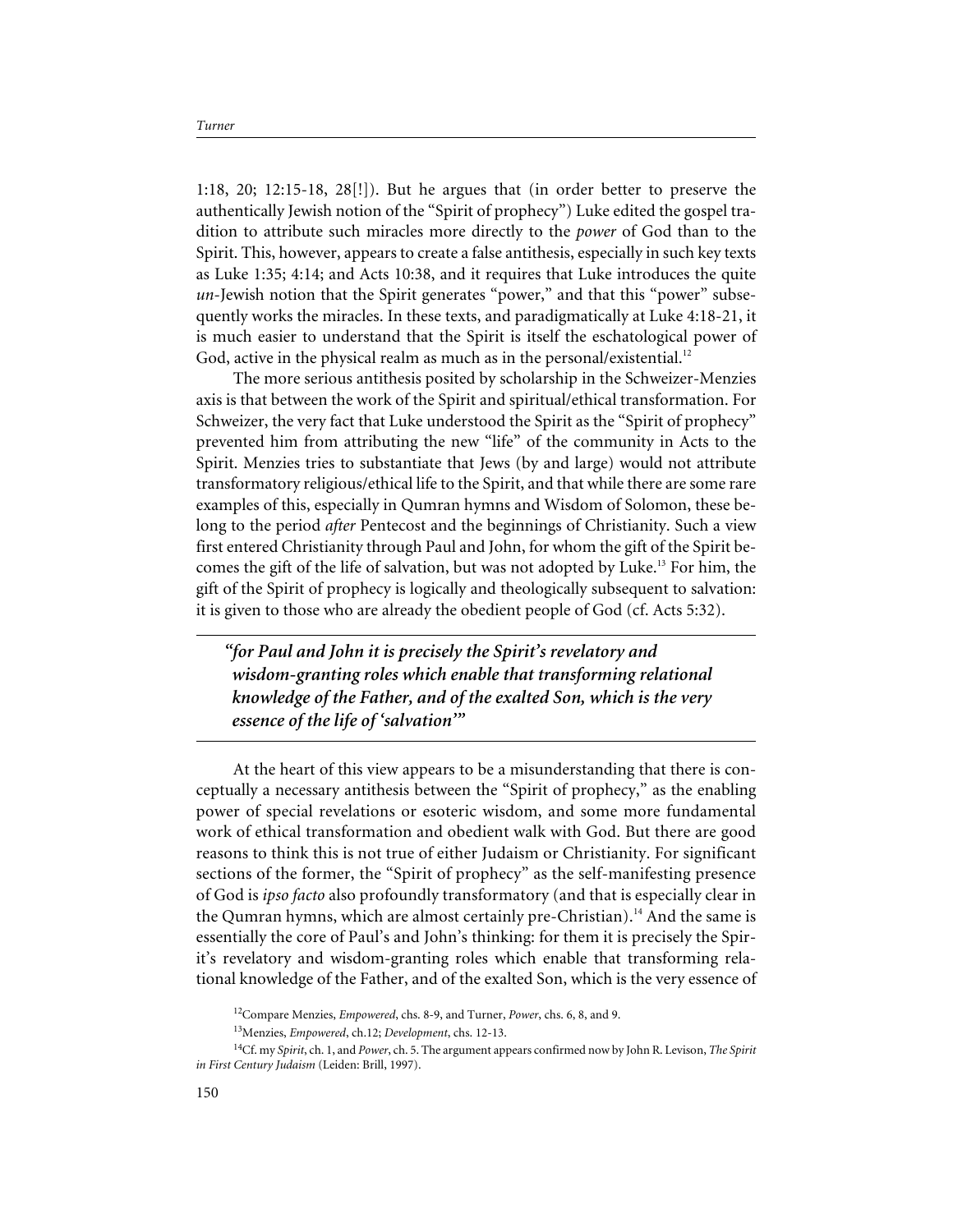1:18, 20; 12:15-18, 28[!]). But he argues that (in order better to preserve the authentically Jewish notion of the "Spirit of prophecy") Luke edited the gospel tradition to attribute such miracles more directly to the *power* of God than to the Spirit. This, however, appears to create a false antithesis, especially in such key texts as Luke 1:35; 4:14; and Acts 10:38, and it requires that Luke introduces the quite *un*-Jewish notion that the Spirit generates "power," and that this "power" subsequently works the miracles. In these texts, and paradigmatically at Luke 4:18-21, it is much easier to understand that the Spirit is itself the eschatological power of God, active in the physical realm as much as in the personal/existential.[12]

The more serious antithesis posited by scholarship in the Schweizer-Menzies axis is that between the work of the Spirit and spiritual/ethical transformation. For Schweizer, the very fact that Luke understood the Spirit as the "Spirit of prophecy" prevented him from attributing the new "life" of the community in Acts to the Spirit. Menzies tries to substantiate that Jews (by and large) would not attribute transformatory religious/ethical life to the Spirit, and that while there are some rare examples of this, especially in Qumran hymns and Wisdom of Solomon, these belong to the period *after* Pentecost and the beginnings of Christianity. Such a view first entered Christianity through Paul and John, for whom the gift of the Spirit becomes the gift of the life of salvation, but was not adopted by Luke.[13] For him, the gift of the Spirit of prophecy is logically and theologically subsequent to salvation: it is given to those who are already the obedient people of God (cf. Acts 5:32).

> ***"for Paul and John it is precisely the Spirit's revelatory and wisdom-granting roles which enable that transforming relational knowledge of the Father, and of the exalted Son, which is the very essence of the life of 'salvation'"***

At the heart of this view appears to be a misunderstanding that there is conceptually a necessary antithesis between the "Spirit of prophecy," as the enabling power of special revelations or esoteric wisdom, and some more fundamental work of ethical transformation and obedient walk with God. But there are good reasons to think this is not true of either Judaism or Christianity. For significant sections of the former, the "Spirit of prophecy" as the self-manifesting presence of God is *ipso facto* also profoundly transformatory (and that is especially clear in the Qumran hymns, which are almost certainly pre-Christian).[14] And the same is essentially the core of Paul's and John's thinking: for them it is precisely the Spirit's revelatory and wisdom-granting roles which enable that transforming relational knowledge of the Father, and of the exalted Son, which is the very essence of

---

[12] Compare Menzies, *Empowered*, chs. 8-9, and Turner, *Power*, chs. 6, 8, and 9.

[13] Menzies, *Empowered*, ch.12; *Development*, chs. 12-13.

[14] Cf. my *Spirit*, ch. 1, and *Power*, ch. 5. The argument appears confirmed now by John R. Levison, *The Spirit in First Century Judaism* (Leiden: Brill, 1997).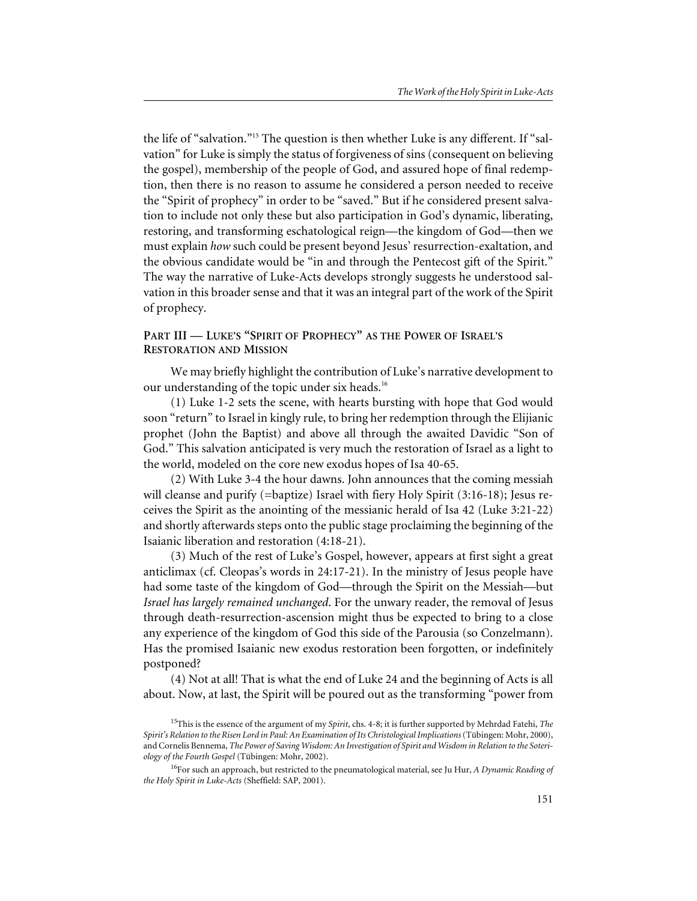the life of "salvation."[15] The question is then whether Luke is any different. If "salvation" for Luke is simply the status of forgiveness of sins (consequent on believing the gospel), membership of the people of God, and assured hope of final redemption, then there is no reason to assume he considered a person needed to receive the "Spirit of prophecy" in order to be "saved." But if he considered present salvation to include not only these but also participation in God's dynamic, liberating, restoring, and transforming eschatological reign—the kingdom of God—then we must explain *how* such could be present beyond Jesus' resurrection-exaltation, and the obvious candidate would be "in and through the Pentecost gift of the Spirit." The way the narrative of Luke-Acts develops strongly suggests he understood salvation in this broader sense and that it was an integral part of the work of the Spirit of prophecy.

## PART III — LUKE'S "SPIRIT OF PROPHECY" AS THE POWER OF ISRAEL'S RESTORATION AND MISSION

We may briefly highlight the contribution of Luke's narrative development to our understanding of the topic under six heads.[16]

(1) Luke 1-2 sets the scene, with hearts bursting with hope that God would soon "return" to Israel in kingly rule, to bring her redemption through the Elijianic prophet (John the Baptist) and above all through the awaited Davidic "Son of God." This salvation anticipated is very much the restoration of Israel as a light to the world, modeled on the core new exodus hopes of Isa 40-65.

(2) With Luke 3-4 the hour dawns. John announces that the coming messiah will cleanse and purify (=baptize) Israel with fiery Holy Spirit (3:16-18); Jesus receives the Spirit as the anointing of the messianic herald of Isa 42 (Luke 3:21-22) and shortly afterwards steps onto the public stage proclaiming the beginning of the Isaianic liberation and restoration (4:18-21).

(3) Much of the rest of Luke's Gospel, however, appears at first sight a great anticlimax (cf. Cleopas's words in 24:17-21). In the ministry of Jesus people have had some taste of the kingdom of God—through the Spirit on the Messiah—but *Israel has largely remained unchanged*. For the unwary reader, the removal of Jesus through death-resurrection-ascension might thus be expected to bring to a close any experience of the kingdom of God this side of the Parousia (so Conzelmann). Has the promised Isaianic new exodus restoration been forgotten, or indefinitely postponed?

(4) Not at all! That is what the end of Luke 24 and the beginning of Acts is all about. Now, at last, the Spirit will be poured out as the transforming "power from

[15] This is the essence of the argument of my *Spirit*, chs. 4-8; it is further supported by Mehrdad Fatehi, *The Spirit's Relation to the Risen Lord in Paul: An Examination of Its Christological Implications* (Tübingen: Mohr, 2000), and Cornelis Bennema, *The Power of Saving Wisdom: An Investigation of Spirit and Wisdom in Relation to the Soteriology of the Fourth Gospel* (Tübingen: Mohr, 2002).

[16] For such an approach, but restricted to the pneumatological material, see Ju Hur, *A Dynamic Reading of the Holy Spirit in Luke-Acts* (Sheffield: SAP, 2001).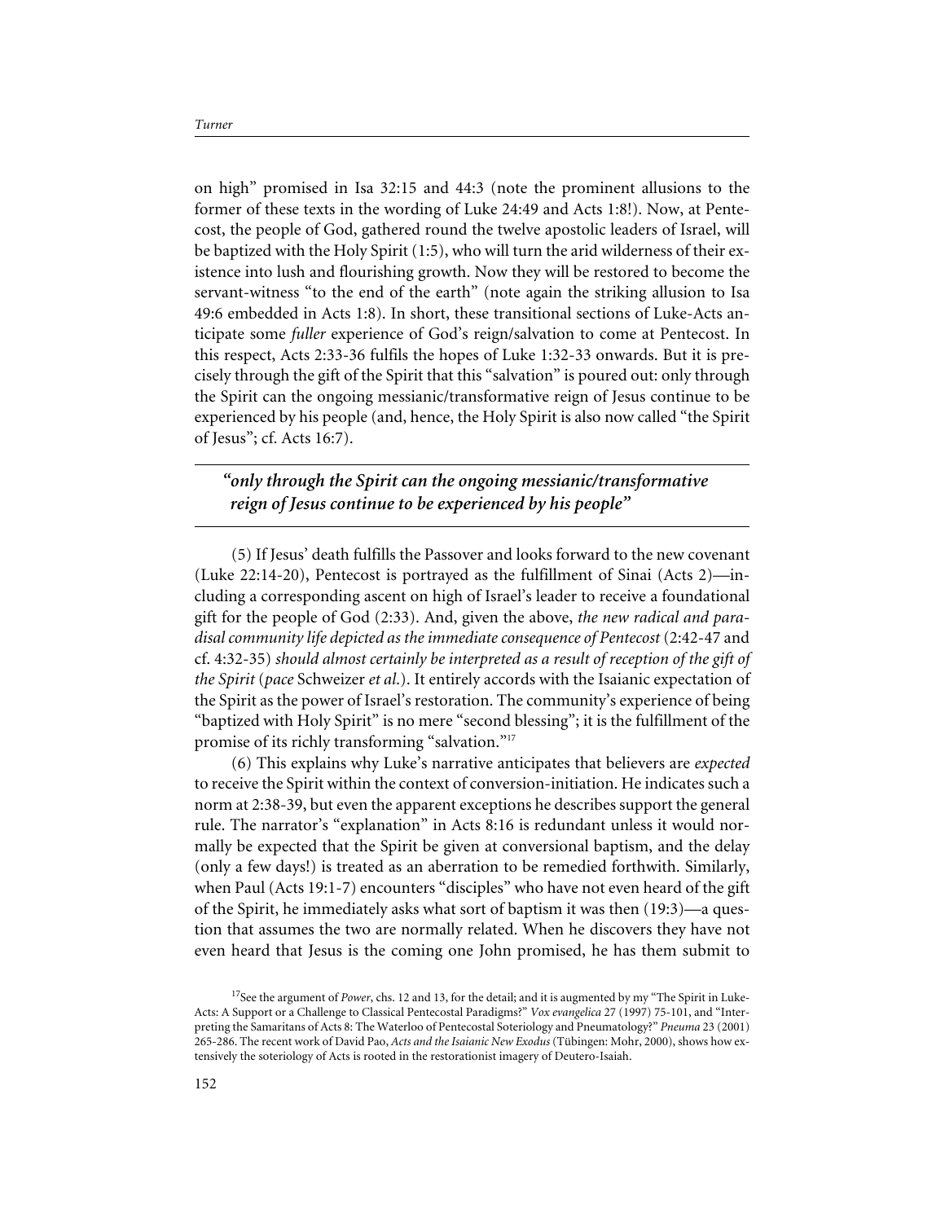on high" promised in Isa 32:15 and 44:3 (note the prominent allusions to the former of these texts in the wording of Luke 24:49 and Acts 1:8!). Now, at Pentecost, the people of God, gathered round the twelve apostolic leaders of Israel, will be baptized with the Holy Spirit (1:5), who will turn the arid wilderness of their existence into lush and flourishing growth. Now they will be restored to become the servant-witness "to the end of the earth" (note again the striking allusion to Isa 49:6 embedded in Acts 1:8). In short, these transitional sections of Luke-Acts anticipate some *fuller* experience of God's reign/salvation to come at Pentecost. In this respect, Acts 2:33-36 fulfils the hopes of Luke 1:32-33 onwards. But it is precisely through the gift of the Spirit that this "salvation" is poured out: only through the Spirit can the ongoing messianic/transformative reign of Jesus continue to be experienced by his people (and, hence, the Holy Spirit is also now called "the Spirit of Jesus"; cf. Acts 16:7).

> ***"only through the Spirit can the ongoing messianic/transformative reign of Jesus continue to be experienced by his people"***

(5) If Jesus' death fulfills the Passover and looks forward to the new covenant (Luke 22:14-20), Pentecost is portrayed as the fulfillment of Sinai (Acts 2)—including a corresponding ascent on high of Israel's leader to receive a foundational gift for the people of God (2:33). And, given the above, *the new radical and paradisal community life depicted as the immediate consequence of Pentecost* (2:42-47 and cf. 4:32-35) *should almost certainly be interpreted as a result of reception of the gift of the Spirit* (*pace* Schweizer *et al.*). It entirely accords with the Isaianic expectation of the Spirit as the power of Israel's restoration. The community's experience of being "baptized with Holy Spirit" is no mere "second blessing"; it is the fulfillment of the promise of its richly transforming "salvation."[17]

(6) This explains why Luke's narrative anticipates that believers are *expected* to receive the Spirit within the context of conversion-initiation. He indicates such a norm at 2:38-39, but even the apparent exceptions he describes support the general rule. The narrator's "explanation" in Acts 8:16 is redundant unless it would normally be expected that the Spirit be given at conversional baptism, and the delay (only a few days!) is treated as an aberration to be remedied forthwith. Similarly, when Paul (Acts 19:1-7) encounters "disciples" who have not even heard of the gift of the Spirit, he immediately asks what sort of baptism it was then (19:3)—a question that assumes the two are normally related. When he discovers they have not even heard that Jesus is the coming one John promised, he has them submit to

---

[17] See the argument of *Power*, chs. 12 and 13, for the detail; and it is augmented by my "The Spirit in Luke-Acts: A Support or a Challenge to Classical Pentecostal Paradigms?" *Vox evangelica* 27 (1997) 75-101, and "Interpreting the Samaritans of Acts 8: The Waterloo of Pentecostal Soteriology and Pneumatology?" *Pneuma* 23 (2001) 265-286. The recent work of David Pao, *Acts and the Isaianic New Exodus* (Tübingen: Mohr, 2000), shows how extensively the soteriology of Acts is rooted in the restorationist imagery of Deutero-Isaiah.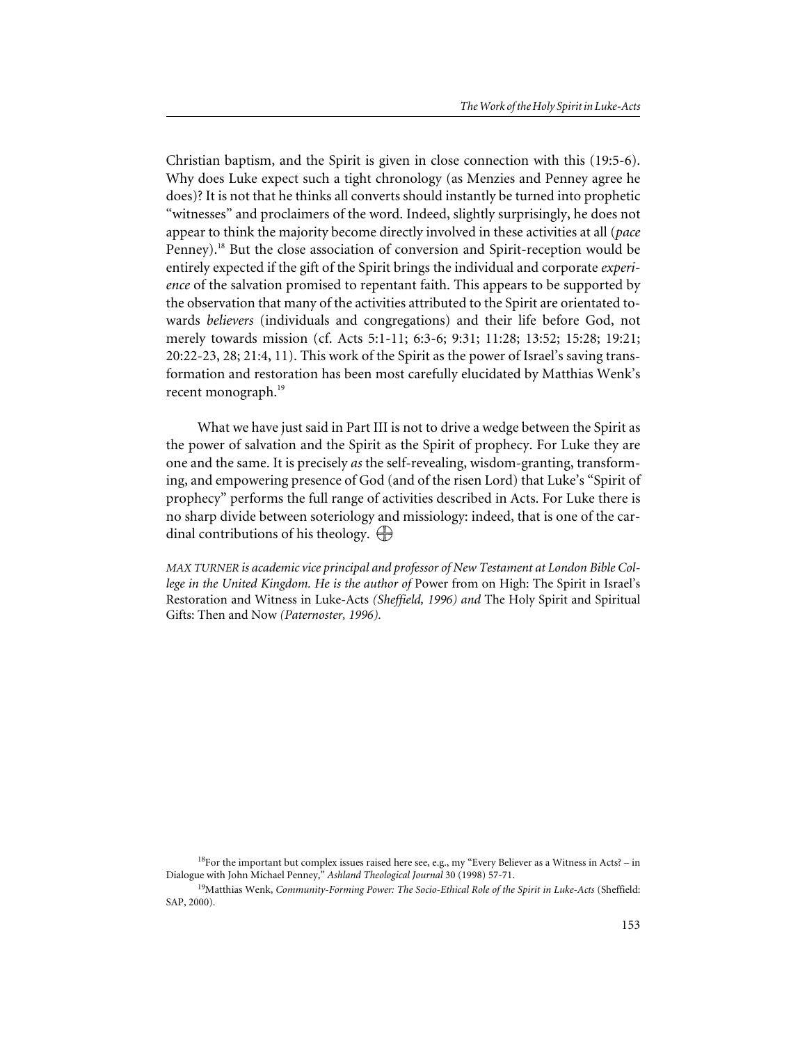Christian baptism, and the Spirit is given in close connection with this (19:5-6). Why does Luke expect such a tight chronology (as Menzies and Penney agree he does)? It is not that he thinks all converts should instantly be turned into prophetic "witnesses" and proclaimers of the word. Indeed, slightly surprisingly, he does not appear to think the majority become directly involved in these activities at all (*pace* Penney).[18] But the close association of conversion and Spirit-reception would be entirely expected if the gift of the Spirit brings the individual and corporate *experience* of the salvation promised to repentant faith. This appears to be supported by the observation that many of the activities attributed to the Spirit are orientated towards *believers* (individuals and congregations) and their life before God, not merely towards mission (cf. Acts 5:1-11; 6:3-6; 9:31; 11:28; 13:52; 15:28; 19:21; 20:22-23, 28; 21:4, 11). This work of the Spirit as the power of Israel's saving transformation and restoration has been most carefully elucidated by Matthias Wenk's recent monograph.[19]

What we have just said in Part III is not to drive a wedge between the Spirit as the power of salvation and the Spirit as the Spirit of prophecy. For Luke they are one and the same. It is precisely *as* the self-revealing, wisdom-granting, transforming, and empowering presence of God (and of the risen Lord) that Luke's "Spirit of prophecy" performs the full range of activities described in Acts. For Luke there is no sharp divide between soteriology and missiology: indeed, that is one of the cardinal contributions of his theology.

*MAX TURNER is academic vice principal and professor of New Testament at London Bible College in the United Kingdom. He is the author of* Power from on High: The Spirit in Israel's Restoration and Witness in Luke-Acts *(Sheffield, 1996) and* The Holy Spirit and Spiritual Gifts: Then and Now *(Paternoster, 1996).*

[18] For the important but complex issues raised here see, e.g., my "Every Believer as a Witness in Acts? – in Dialogue with John Michael Penney," *Ashland Theological Journal* 30 (1998) 57-71.

[19] Matthias Wenk, *Community-Forming Power: The Socio-Ethical Role of the Spirit in Luke-Acts* (Sheffield: SAP, 2000).